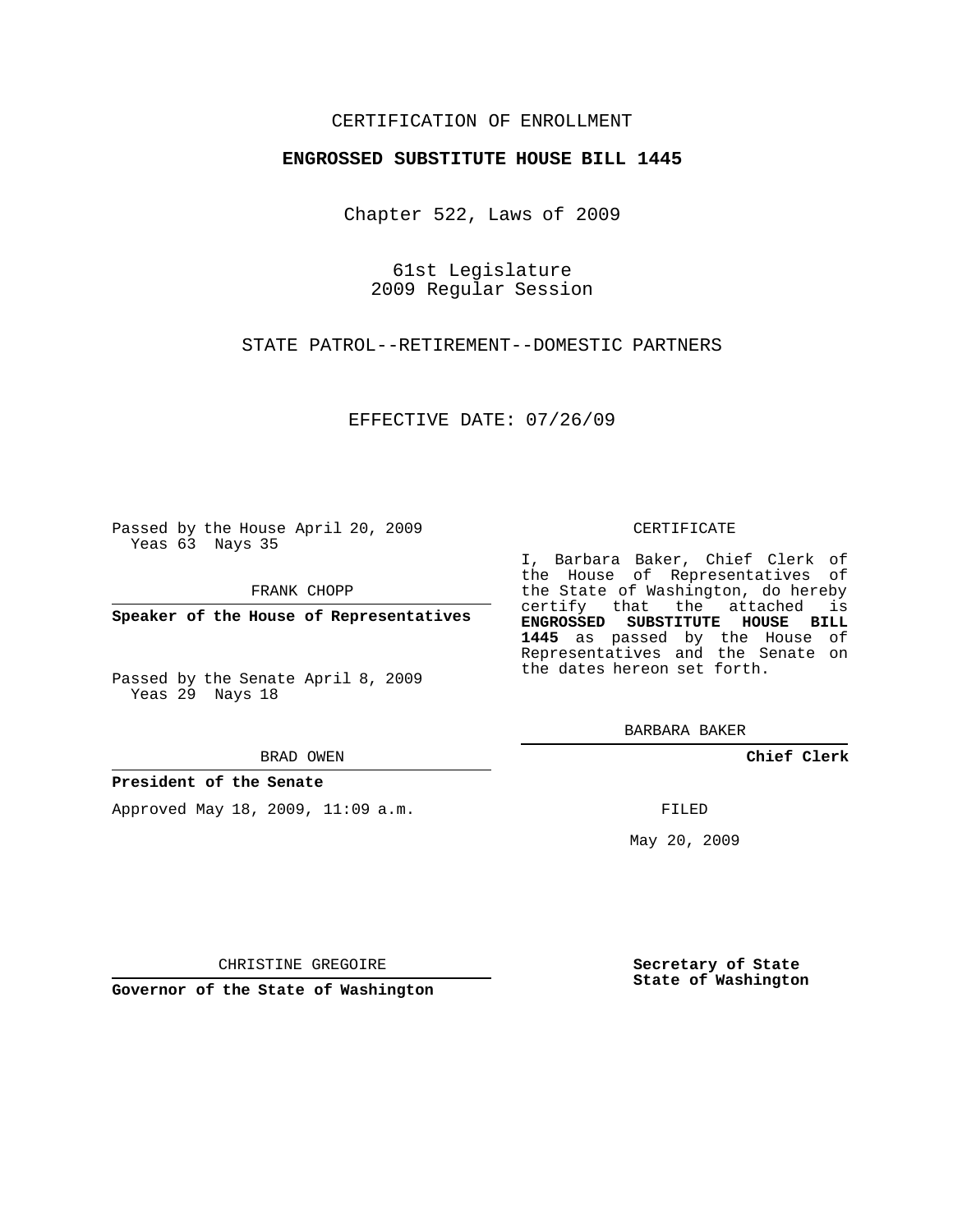CERTIFICATION OF ENROLLMENT

**ENGROSSED SUBSTITUTE HOUSE BILL 1445**

Chapter 522, Laws of 2009

61st Legislature
2009 Regular Session

STATE PATROL--RETIREMENT--DOMESTIC PARTNERS

EFFECTIVE DATE: 07/26/09

Passed by the House April 20, 2009
Yeas 63 Nays 35

FRANK CHOPP

**Speaker of the House of Representatives**

Passed by the Senate April 8, 2009
Yeas 29 Nays 18

BRAD OWEN

**President of the Senate**

Approved May 18, 2009, 11:09 a.m.

CHRISTINE GREGOIRE

**Governor of the State of Washington**

CERTIFICATE

I, Barbara Baker, Chief Clerk of the House of Representatives of the State of Washington, do hereby certify that the attached is **ENGROSSED SUBSTITUTE HOUSE BILL 1445** as passed by the House of Representatives and the Senate on the dates hereon set forth.

BARBARA BAKER

**Chief Clerk**

FILED

May 20, 2009

**Secretary of State**
**State of Washington**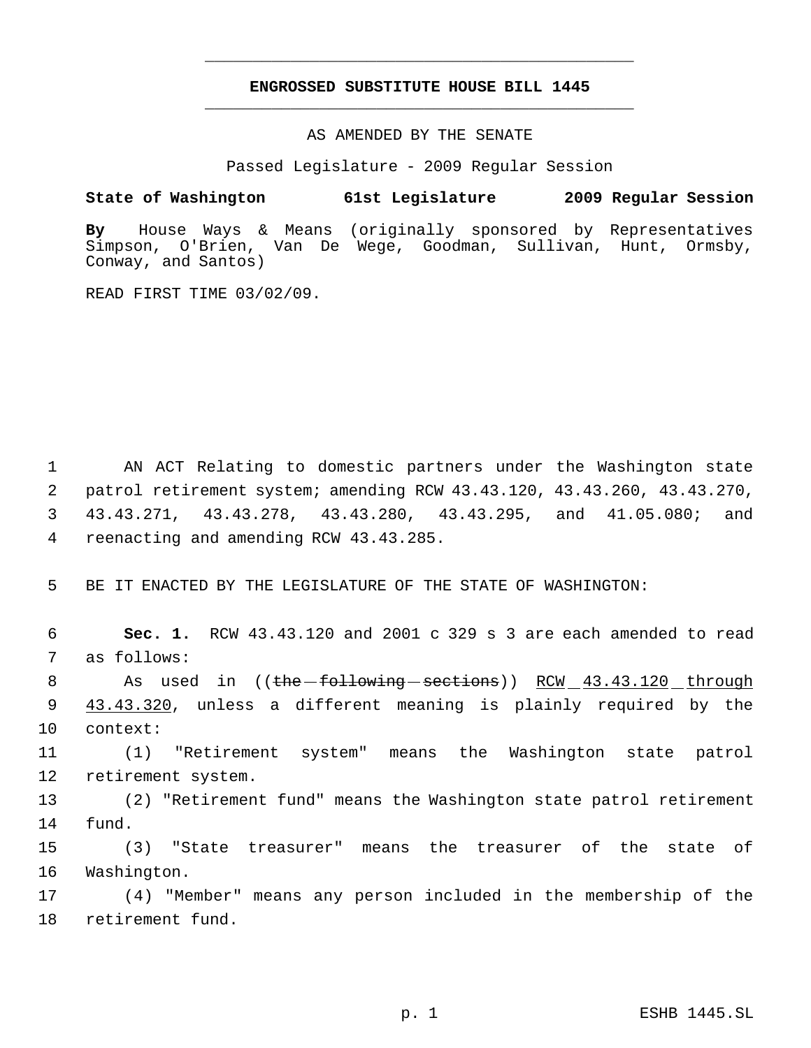# ENGROSSED SUBSTITUTE HOUSE BILL 1445

AS AMENDED BY THE SENATE

Passed Legislature - 2009 Regular Session

**State of Washington 61st Legislature 2009 Regular Session**

**By** House Ways & Means (originally sponsored by Representatives Simpson, O'Brien, Van De Wege, Goodman, Sullivan, Hunt, Ormsby, Conway, and Santos)

READ FIRST TIME 03/02/09.

AN ACT Relating to domestic partners under the Washington state patrol retirement system; amending RCW 43.43.120, 43.43.260, 43.43.270, 43.43.271, 43.43.278, 43.43.280, 43.43.295, and 41.05.080; and reenacting and amending RCW 43.43.285.

BE IT ENACTED BY THE LEGISLATURE OF THE STATE OF WASHINGTON:

**Sec. 1.** RCW 43.43.120 and 2001 c 329 s 3 are each amended to read as follows:

As used in ((~~the following sections~~)) <u>RCW 43.43.120 through 43.43.320</u>, unless a different meaning is plainly required by the context:

(1) "Retirement system" means the Washington state patrol retirement system.

(2) "Retirement fund" means the Washington state patrol retirement fund.

(3) "State treasurer" means the treasurer of the state of Washington.

(4) "Member" means any person included in the membership of the retirement fund.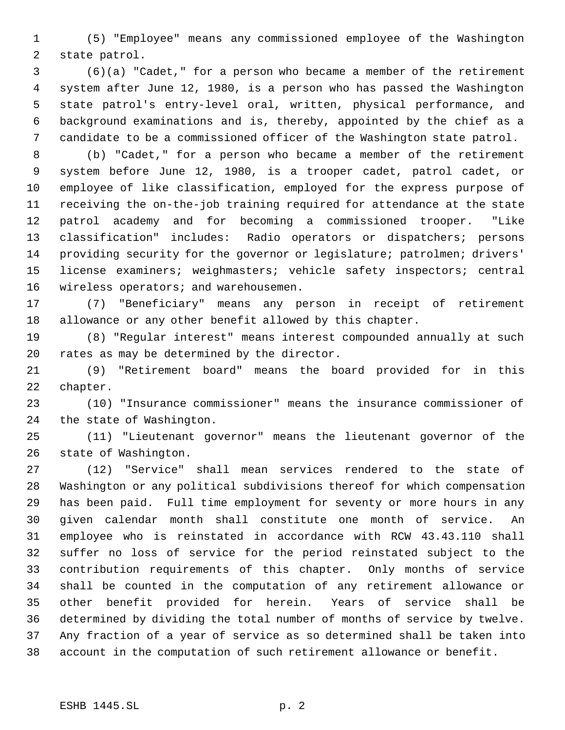(5) "Employee" means any commissioned employee of the Washington state patrol.

(6)(a) "Cadet," for a person who became a member of the retirement system after June 12, 1980, is a person who has passed the Washington state patrol's entry-level oral, written, physical performance, and background examinations and is, thereby, appointed by the chief as a candidate to be a commissioned officer of the Washington state patrol.

(b) "Cadet," for a person who became a member of the retirement system before June 12, 1980, is a trooper cadet, patrol cadet, or employee of like classification, employed for the express purpose of receiving the on-the-job training required for attendance at the state patrol academy and for becoming a commissioned trooper. "Like classification" includes: Radio operators or dispatchers; persons providing security for the governor or legislature; patrolmen; drivers' license examiners; weighmasters; vehicle safety inspectors; central wireless operators; and warehousemen.

(7) "Beneficiary" means any person in receipt of retirement allowance or any other benefit allowed by this chapter.

(8) "Regular interest" means interest compounded annually at such rates as may be determined by the director.

(9) "Retirement board" means the board provided for in this chapter.

(10) "Insurance commissioner" means the insurance commissioner of the state of Washington.

(11) "Lieutenant governor" means the lieutenant governor of the state of Washington.

(12) "Service" shall mean services rendered to the state of Washington or any political subdivisions thereof for which compensation has been paid. Full time employment for seventy or more hours in any given calendar month shall constitute one month of service. An employee who is reinstated in accordance with RCW 43.43.110 shall suffer no loss of service for the period reinstated subject to the contribution requirements of this chapter. Only months of service shall be counted in the computation of any retirement allowance or other benefit provided for herein. Years of service shall be determined by dividing the total number of months of service by twelve. Any fraction of a year of service as so determined shall be taken into account in the computation of such retirement allowance or benefit.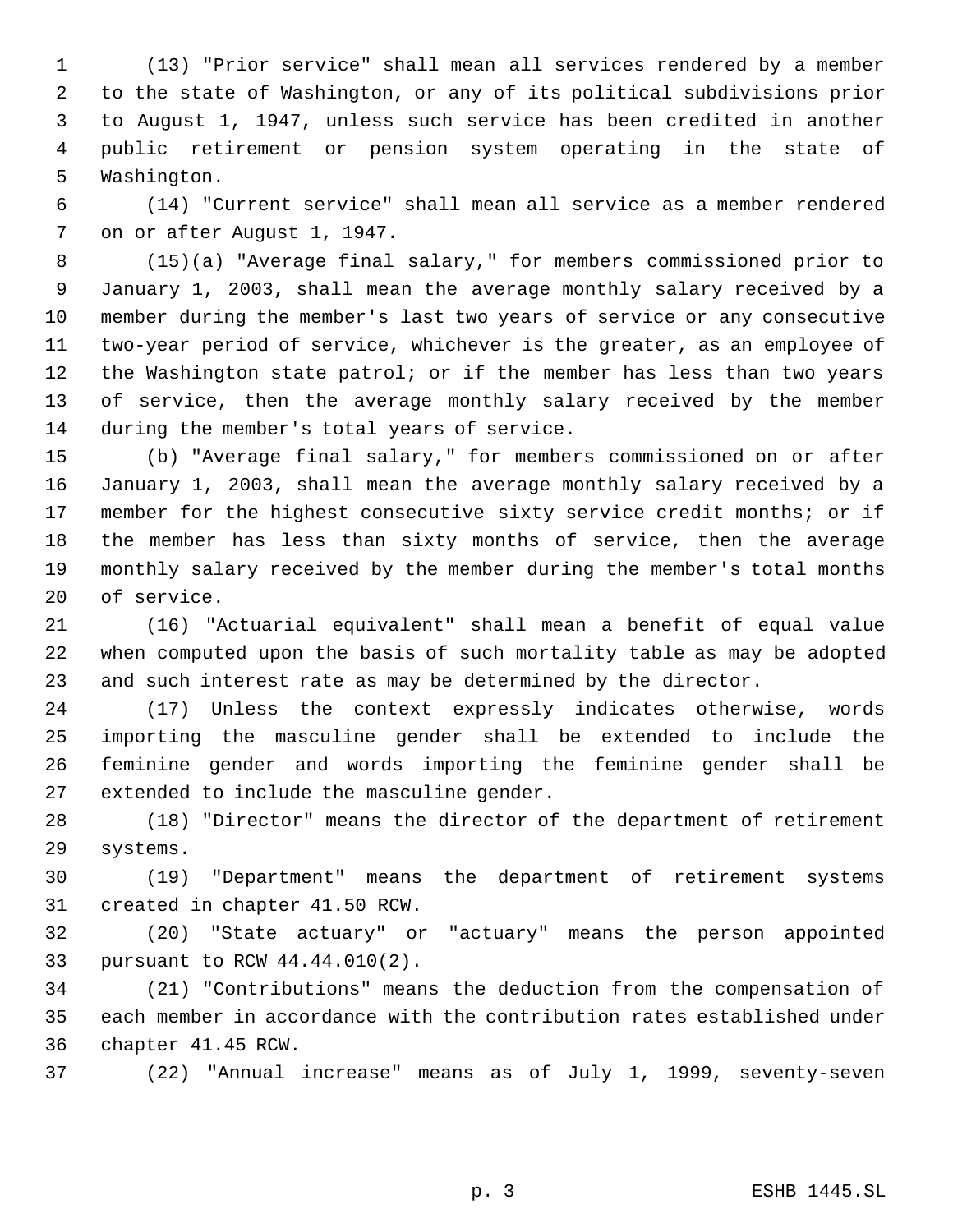(13) "Prior service" shall mean all services rendered by a member to the state of Washington, or any of its political subdivisions prior to August 1, 1947, unless such service has been credited in another public retirement or pension system operating in the state of Washington.

(14) "Current service" shall mean all service as a member rendered on or after August 1, 1947.

(15)(a) "Average final salary," for members commissioned prior to January 1, 2003, shall mean the average monthly salary received by a member during the member's last two years of service or any consecutive two-year period of service, whichever is the greater, as an employee of the Washington state patrol; or if the member has less than two years of service, then the average monthly salary received by the member during the member's total years of service.

(b) "Average final salary," for members commissioned on or after January 1, 2003, shall mean the average monthly salary received by a member for the highest consecutive sixty service credit months; or if the member has less than sixty months of service, then the average monthly salary received by the member during the member's total months of service.

(16) "Actuarial equivalent" shall mean a benefit of equal value when computed upon the basis of such mortality table as may be adopted and such interest rate as may be determined by the director.

(17) Unless the context expressly indicates otherwise, words importing the masculine gender shall be extended to include the feminine gender and words importing the feminine gender shall be extended to include the masculine gender.

(18) "Director" means the director of the department of retirement systems.

(19) "Department" means the department of retirement systems created in chapter 41.50 RCW.

(20) "State actuary" or "actuary" means the person appointed pursuant to RCW 44.44.010(2).

(21) "Contributions" means the deduction from the compensation of each member in accordance with the contribution rates established under chapter 41.45 RCW.

(22) "Annual increase" means as of July 1, 1999, seventy-seven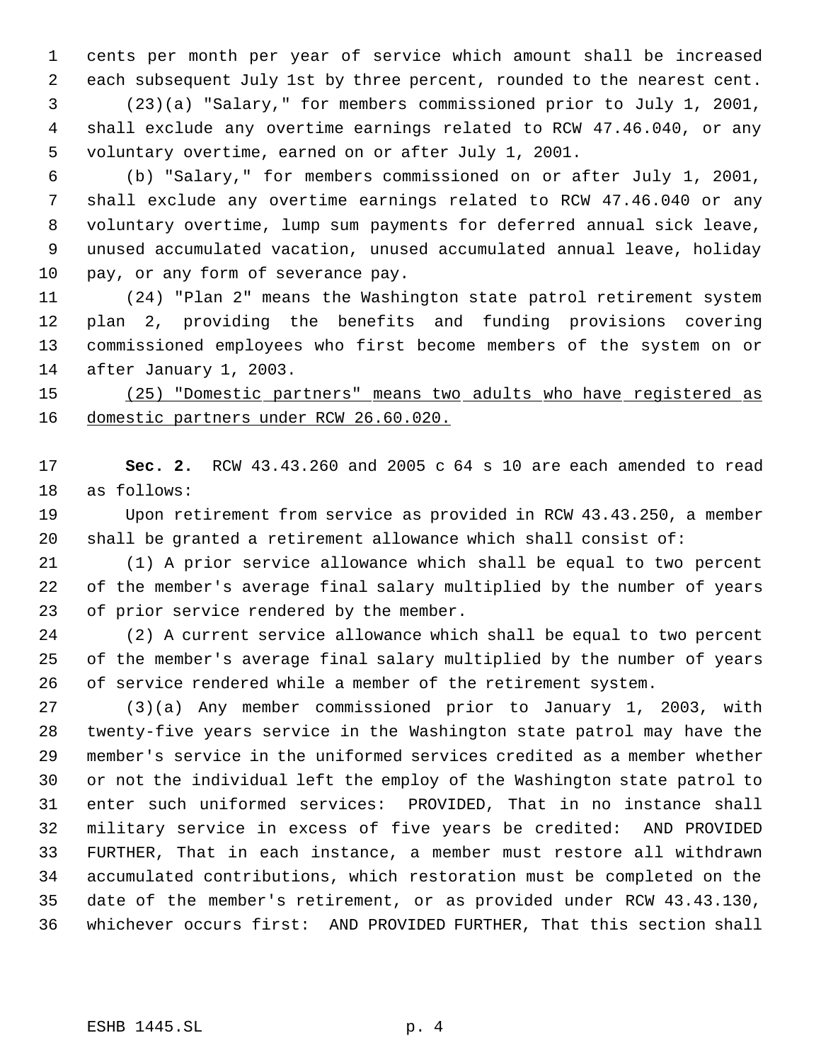cents per month per year of service which amount shall be increased each subsequent July 1st by three percent, rounded to the nearest cent.

(23)(a) "Salary," for members commissioned prior to July 1, 2001, shall exclude any overtime earnings related to RCW 47.46.040, or any voluntary overtime, earned on or after July 1, 2001.

(b) "Salary," for members commissioned on or after July 1, 2001, shall exclude any overtime earnings related to RCW 47.46.040 or any voluntary overtime, lump sum payments for deferred annual sick leave, unused accumulated vacation, unused accumulated annual leave, holiday pay, or any form of severance pay.

(24) "Plan 2" means the Washington state patrol retirement system plan 2, providing the benefits and funding provisions covering commissioned employees who first become members of the system on or after January 1, 2003.

<u>(25) "Domestic partners" means two adults who have registered as domestic partners under RCW 26.60.020.</u>

**Sec. 2.** RCW 43.43.260 and 2005 c 64 s 10 are each amended to read as follows:

Upon retirement from service as provided in RCW 43.43.250, a member shall be granted a retirement allowance which shall consist of:

(1) A prior service allowance which shall be equal to two percent of the member's average final salary multiplied by the number of years of prior service rendered by the member.

(2) A current service allowance which shall be equal to two percent of the member's average final salary multiplied by the number of years of service rendered while a member of the retirement system.

(3)(a) Any member commissioned prior to January 1, 2003, with twenty-five years service in the Washington state patrol may have the member's service in the uniformed services credited as a member whether or not the individual left the employ of the Washington state patrol to enter such uniformed services: PROVIDED, That in no instance shall military service in excess of five years be credited: AND PROVIDED FURTHER, That in each instance, a member must restore all withdrawn accumulated contributions, which restoration must be completed on the date of the member's retirement, or as provided under RCW 43.43.130, whichever occurs first: AND PROVIDED FURTHER, That this section shall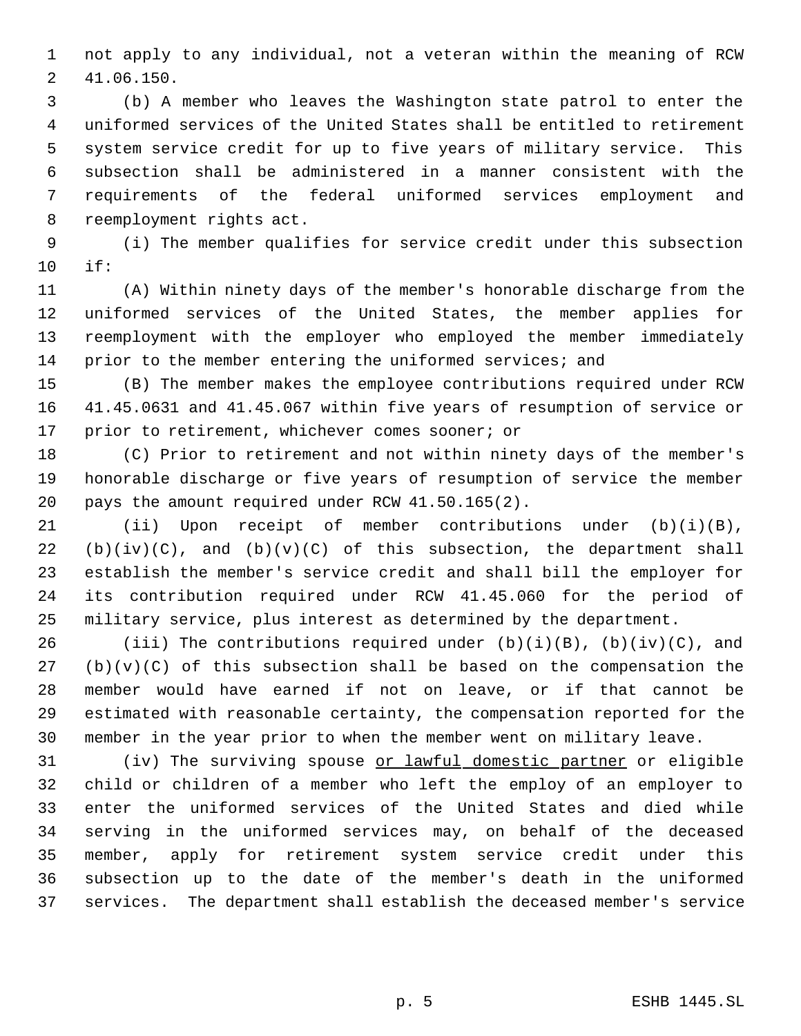not apply to any individual, not a veteran within the meaning of RCW 41.06.150.

(b) A member who leaves the Washington state patrol to enter the uniformed services of the United States shall be entitled to retirement system service credit for up to five years of military service. This subsection shall be administered in a manner consistent with the requirements of the federal uniformed services employment and reemployment rights act.

(i) The member qualifies for service credit under this subsection if:

(A) Within ninety days of the member's honorable discharge from the uniformed services of the United States, the member applies for reemployment with the employer who employed the member immediately prior to the member entering the uniformed services; and

(B) The member makes the employee contributions required under RCW 41.45.0631 and 41.45.067 within five years of resumption of service or prior to retirement, whichever comes sooner; or

(C) Prior to retirement and not within ninety days of the member's honorable discharge or five years of resumption of service the member pays the amount required under RCW 41.50.165(2).

(ii) Upon receipt of member contributions under (b)(i)(B), (b)(iv)(C), and (b)(v)(C) of this subsection, the department shall establish the member's service credit and shall bill the employer for its contribution required under RCW 41.45.060 for the period of military service, plus interest as determined by the department.

(iii) The contributions required under (b)(i)(B), (b)(iv)(C), and (b)(v)(C) of this subsection shall be based on the compensation the member would have earned if not on leave, or if that cannot be estimated with reasonable certainty, the compensation reported for the member in the year prior to when the member went on military leave.

(iv) The surviving spouse <u>or lawful domestic partner</u> or eligible child or children of a member who left the employ of an employer to enter the uniformed services of the United States and died while serving in the uniformed services may, on behalf of the deceased member, apply for retirement system service credit under this subsection up to the date of the member's death in the uniformed services. The department shall establish the deceased member's service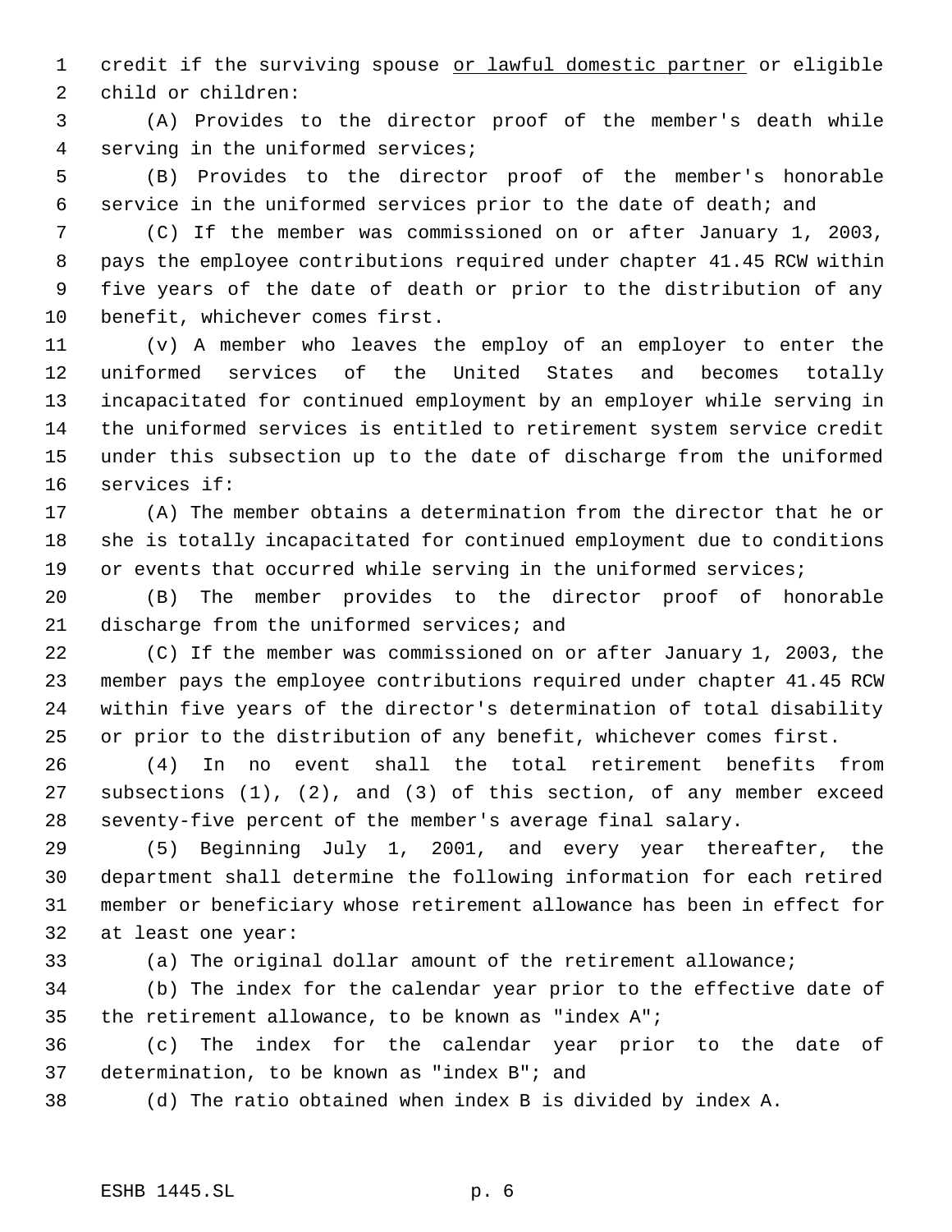credit if the surviving spouse <u>or lawful domestic partner</u> or eligible child or children:

(A) Provides to the director proof of the member's death while serving in the uniformed services;

(B) Provides to the director proof of the member's honorable service in the uniformed services prior to the date of death; and

(C) If the member was commissioned on or after January 1, 2003, pays the employee contributions required under chapter 41.45 RCW within five years of the date of death or prior to the distribution of any benefit, whichever comes first.

(v) A member who leaves the employ of an employer to enter the uniformed services of the United States and becomes totally incapacitated for continued employment by an employer while serving in the uniformed services is entitled to retirement system service credit under this subsection up to the date of discharge from the uniformed services if:

(A) The member obtains a determination from the director that he or she is totally incapacitated for continued employment due to conditions or events that occurred while serving in the uniformed services;

(B) The member provides to the director proof of honorable discharge from the uniformed services; and

(C) If the member was commissioned on or after January 1, 2003, the member pays the employee contributions required under chapter 41.45 RCW within five years of the director's determination of total disability or prior to the distribution of any benefit, whichever comes first.

(4) In no event shall the total retirement benefits from subsections (1), (2), and (3) of this section, of any member exceed seventy-five percent of the member's average final salary.

(5) Beginning July 1, 2001, and every year thereafter, the department shall determine the following information for each retired member or beneficiary whose retirement allowance has been in effect for at least one year:

(a) The original dollar amount of the retirement allowance;

(b) The index for the calendar year prior to the effective date of the retirement allowance, to be known as "index A";

(c) The index for the calendar year prior to the date of determination, to be known as "index B"; and

(d) The ratio obtained when index B is divided by index A.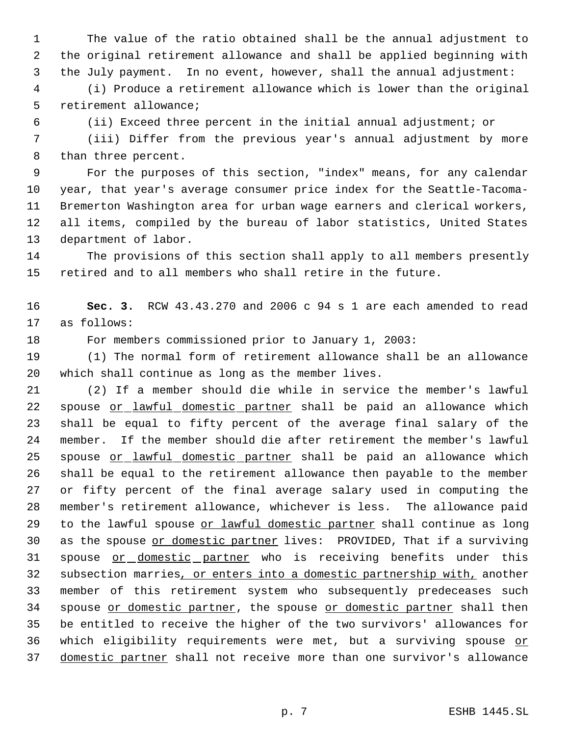The value of the ratio obtained shall be the annual adjustment to the original retirement allowance and shall be applied beginning with the July payment. In no event, however, shall the annual adjustment:

(i) Produce a retirement allowance which is lower than the original retirement allowance;

(ii) Exceed three percent in the initial annual adjustment; or

(iii) Differ from the previous year's annual adjustment by more than three percent.

For the purposes of this section, "index" means, for any calendar year, that year's average consumer price index for the Seattle-Tacoma-Bremerton Washington area for urban wage earners and clerical workers, all items, compiled by the bureau of labor statistics, United States department of labor.

The provisions of this section shall apply to all members presently retired and to all members who shall retire in the future.

**Sec. 3.** RCW 43.43.270 and 2006 c 94 s 1 are each amended to read as follows:

For members commissioned prior to January 1, 2003:

(1) The normal form of retirement allowance shall be an allowance which shall continue as long as the member lives.

(2) If a member should die while in service the member's lawful spouse <u>or lawful domestic partner</u> shall be paid an allowance which shall be equal to fifty percent of the average final salary of the member. If the member should die after retirement the member's lawful spouse <u>or lawful domestic partner</u> shall be paid an allowance which shall be equal to the retirement allowance then payable to the member or fifty percent of the final average salary used in computing the member's retirement allowance, whichever is less. The allowance paid to the lawful spouse <u>or lawful domestic partner</u> shall continue as long as the spouse <u>or domestic partner</u> lives: PROVIDED, That if a surviving spouse <u>or domestic partner</u> who is receiving benefits under this subsection marries<u>, or enters into a domestic partnership with,</u> another member of this retirement system who subsequently predeceases such spouse <u>or domestic partner</u>, the spouse <u>or domestic partner</u> shall then be entitled to receive the higher of the two survivors' allowances for which eligibility requirements were met, but a surviving spouse <u>or domestic partner</u> shall not receive more than one survivor's allowance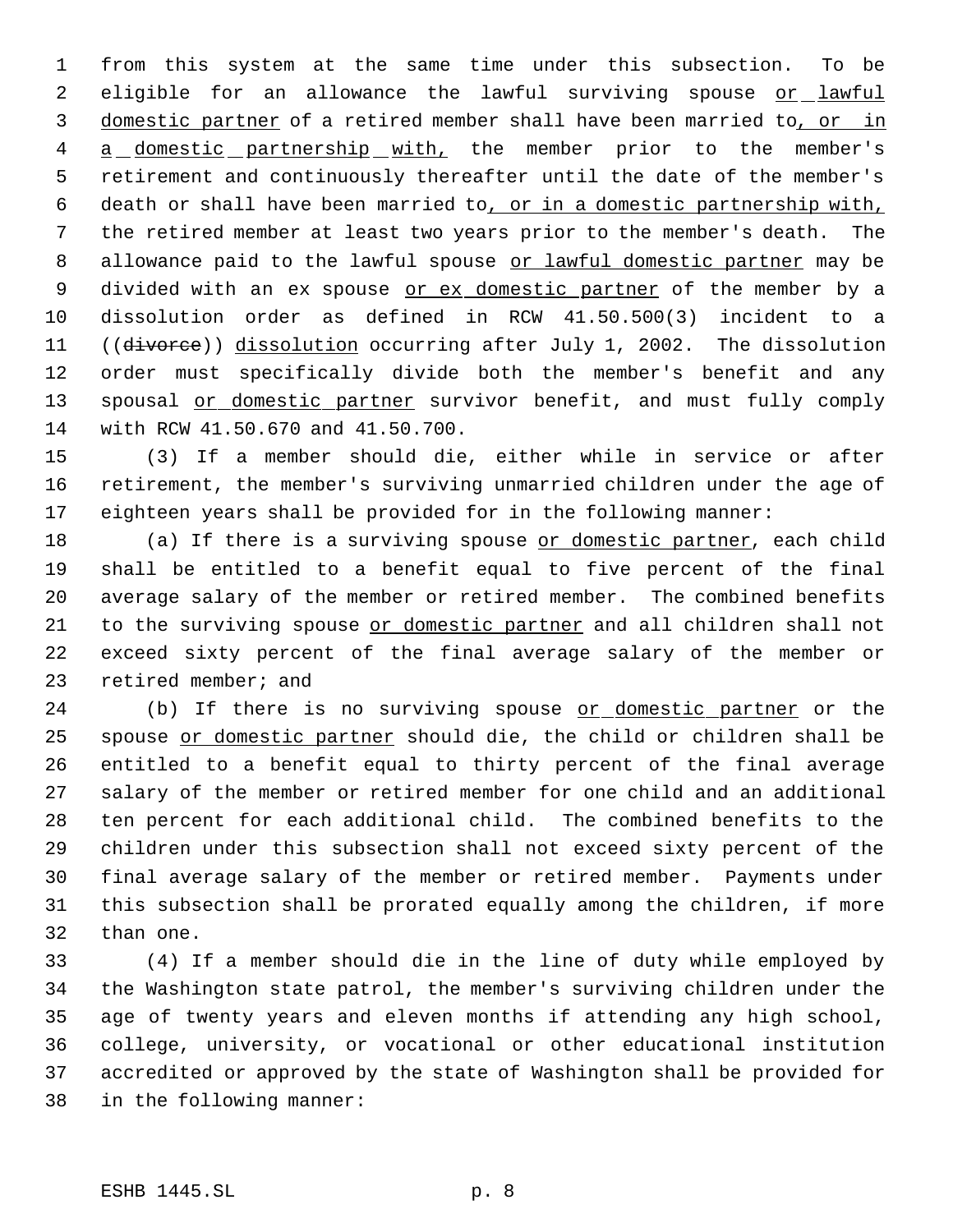from this system at the same time under this subsection. To be eligible for an allowance the lawful surviving spouse or lawful domestic partner of a retired member shall have been married to, or in a domestic partnership with, the member prior to the member's retirement and continuously thereafter until the date of the member's death or shall have been married to, or in a domestic partnership with, the retired member at least two years prior to the member's death. The allowance paid to the lawful spouse or lawful domestic partner may be divided with an ex spouse or ex domestic partner of the member by a dissolution order as defined in RCW 41.50.500(3) incident to a ((divorce)) dissolution occurring after July 1, 2002. The dissolution order must specifically divide both the member's benefit and any spousal or domestic partner survivor benefit, and must fully comply with RCW 41.50.670 and 41.50.700.

(3) If a member should die, either while in service or after retirement, the member's surviving unmarried children under the age of eighteen years shall be provided for in the following manner:

(a) If there is a surviving spouse or domestic partner, each child shall be entitled to a benefit equal to five percent of the final average salary of the member or retired member. The combined benefits to the surviving spouse or domestic partner and all children shall not exceed sixty percent of the final average salary of the member or retired member; and

(b) If there is no surviving spouse or domestic partner or the spouse or domestic partner should die, the child or children shall be entitled to a benefit equal to thirty percent of the final average salary of the member or retired member for one child and an additional ten percent for each additional child. The combined benefits to the children under this subsection shall not exceed sixty percent of the final average salary of the member or retired member. Payments under this subsection shall be prorated equally among the children, if more than one.

(4) If a member should die in the line of duty while employed by the Washington state patrol, the member's surviving children under the age of twenty years and eleven months if attending any high school, college, university, or vocational or other educational institution accredited or approved by the state of Washington shall be provided for in the following manner: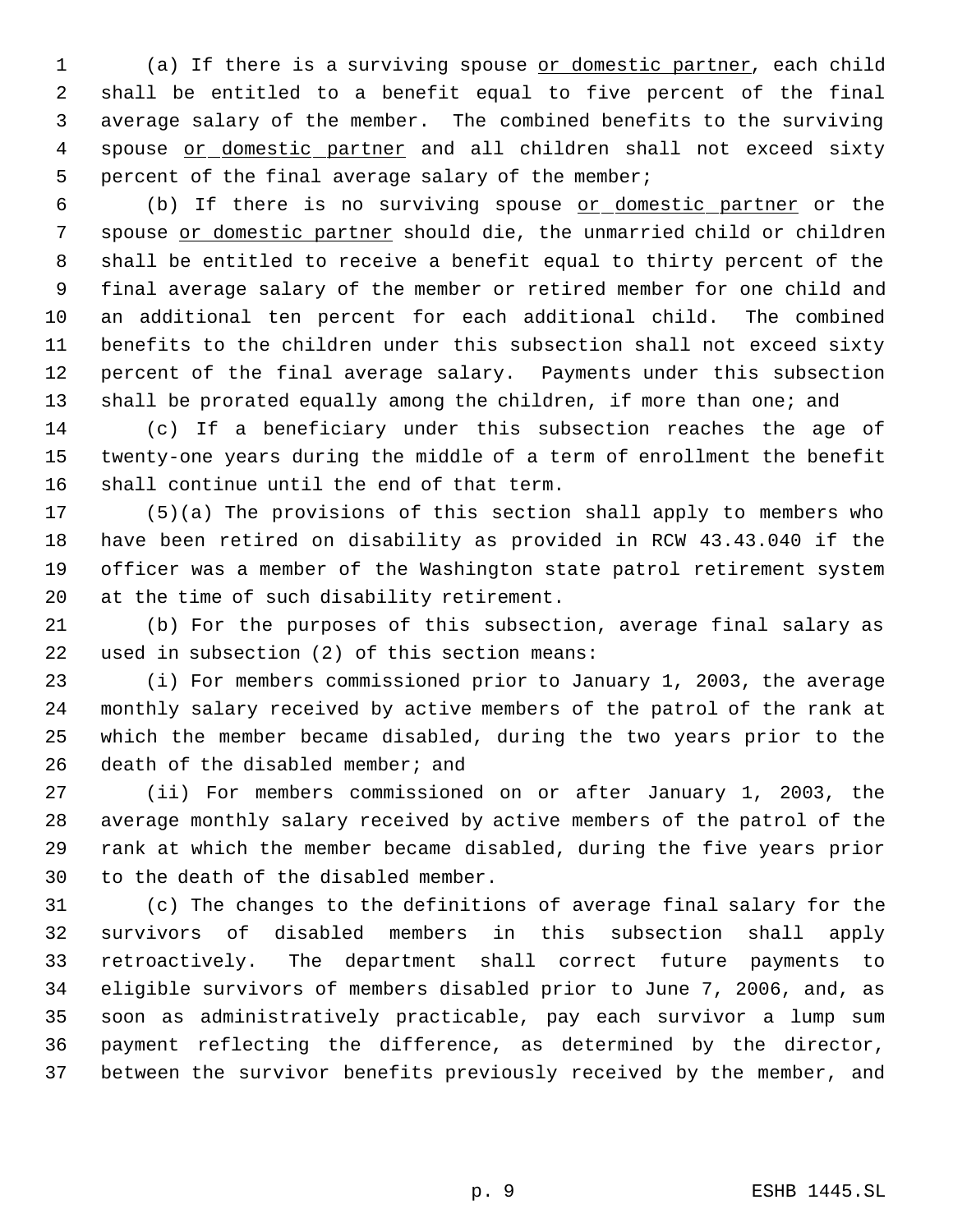(a) If there is a surviving spouse <u>or domestic partner</u>, each child shall be entitled to a benefit equal to five percent of the final average salary of the member. The combined benefits to the surviving spouse <u>or domestic partner</u> and all children shall not exceed sixty percent of the final average salary of the member;

(b) If there is no surviving spouse <u>or domestic partner</u> or the spouse <u>or domestic partner</u> should die, the unmarried child or children shall be entitled to receive a benefit equal to thirty percent of the final average salary of the member or retired member for one child and an additional ten percent for each additional child. The combined benefits to the children under this subsection shall not exceed sixty percent of the final average salary. Payments under this subsection shall be prorated equally among the children, if more than one; and

(c) If a beneficiary under this subsection reaches the age of twenty-one years during the middle of a term of enrollment the benefit shall continue until the end of that term.

(5)(a) The provisions of this section shall apply to members who have been retired on disability as provided in RCW 43.43.040 if the officer was a member of the Washington state patrol retirement system at the time of such disability retirement.

(b) For the purposes of this subsection, average final salary as used in subsection (2) of this section means:

(i) For members commissioned prior to January 1, 2003, the average monthly salary received by active members of the patrol of the rank at which the member became disabled, during the two years prior to the death of the disabled member; and

(ii) For members commissioned on or after January 1, 2003, the average monthly salary received by active members of the patrol of the rank at which the member became disabled, during the five years prior to the death of the disabled member.

(c) The changes to the definitions of average final salary for the survivors of disabled members in this subsection shall apply retroactively. The department shall correct future payments to eligible survivors of members disabled prior to June 7, 2006, and, as soon as administratively practicable, pay each survivor a lump sum payment reflecting the difference, as determined by the director, between the survivor benefits previously received by the member, and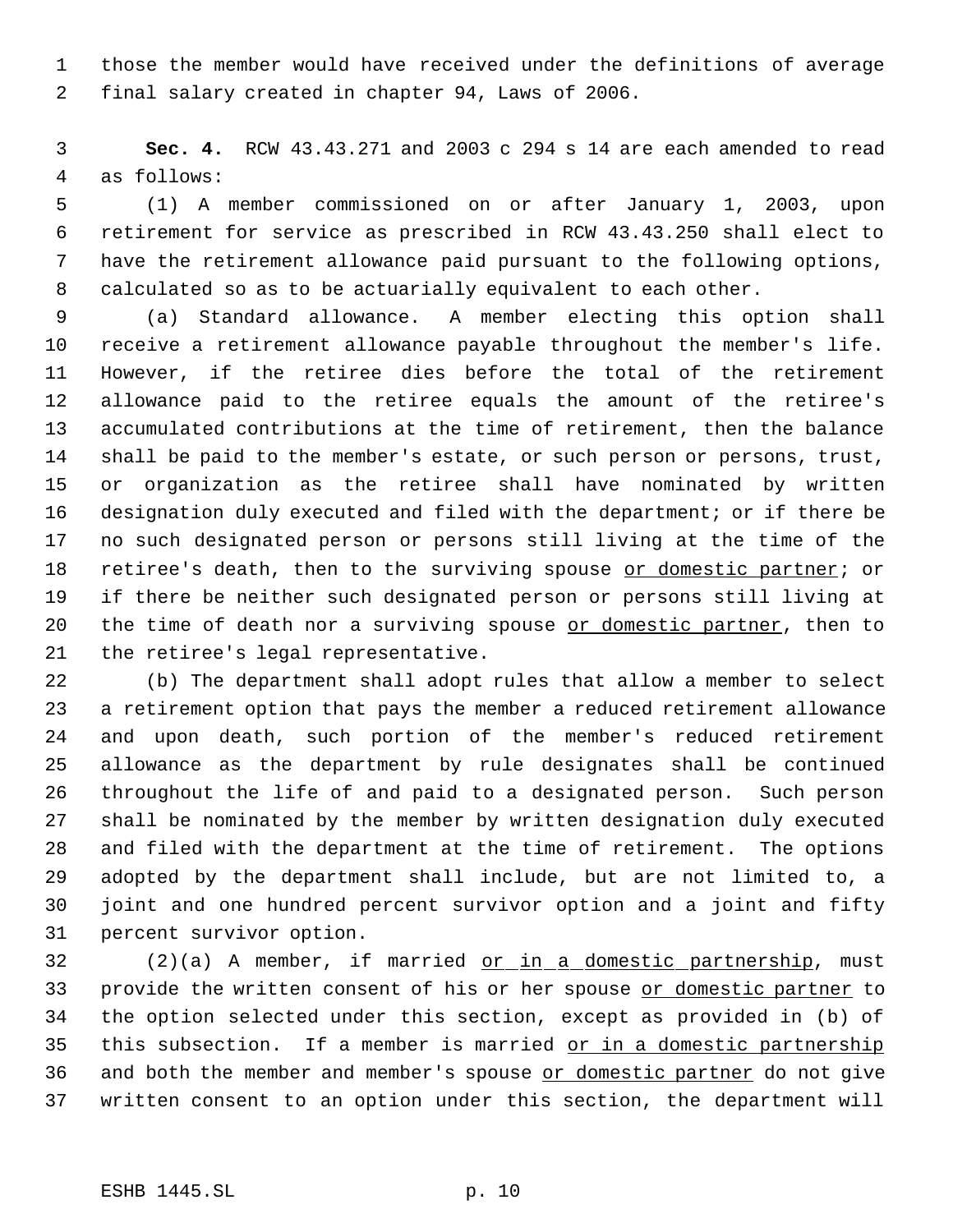those the member would have received under the definitions of average final salary created in chapter 94, Laws of 2006.

**Sec. 4.** RCW 43.43.271 and 2003 c 294 s 14 are each amended to read as follows:

(1) A member commissioned on or after January 1, 2003, upon retirement for service as prescribed in RCW 43.43.250 shall elect to have the retirement allowance paid pursuant to the following options, calculated so as to be actuarially equivalent to each other.

(a) Standard allowance. A member electing this option shall receive a retirement allowance payable throughout the member's life. However, if the retiree dies before the total of the retirement allowance paid to the retiree equals the amount of the retiree's accumulated contributions at the time of retirement, then the balance shall be paid to the member's estate, or such person or persons, trust, or organization as the retiree shall have nominated by written designation duly executed and filed with the department; or if there be no such designated person or persons still living at the time of the retiree's death, then to the surviving spouse <u>or domestic partner</u>; or if there be neither such designated person or persons still living at the time of death nor a surviving spouse <u>or domestic partner</u>, then to the retiree's legal representative.

(b) The department shall adopt rules that allow a member to select a retirement option that pays the member a reduced retirement allowance and upon death, such portion of the member's reduced retirement allowance as the department by rule designates shall be continued throughout the life of and paid to a designated person. Such person shall be nominated by the member by written designation duly executed and filed with the department at the time of retirement. The options adopted by the department shall include, but are not limited to, a joint and one hundred percent survivor option and a joint and fifty percent survivor option.

(2)(a) A member, if married <u>or in a domestic partnership</u>, must provide the written consent of his or her spouse <u>or domestic partner</u> to the option selected under this section, except as provided in (b) of this subsection. If a member is married <u>or in a domestic partnership</u> and both the member and member's spouse <u>or domestic partner</u> do not give written consent to an option under this section, the department will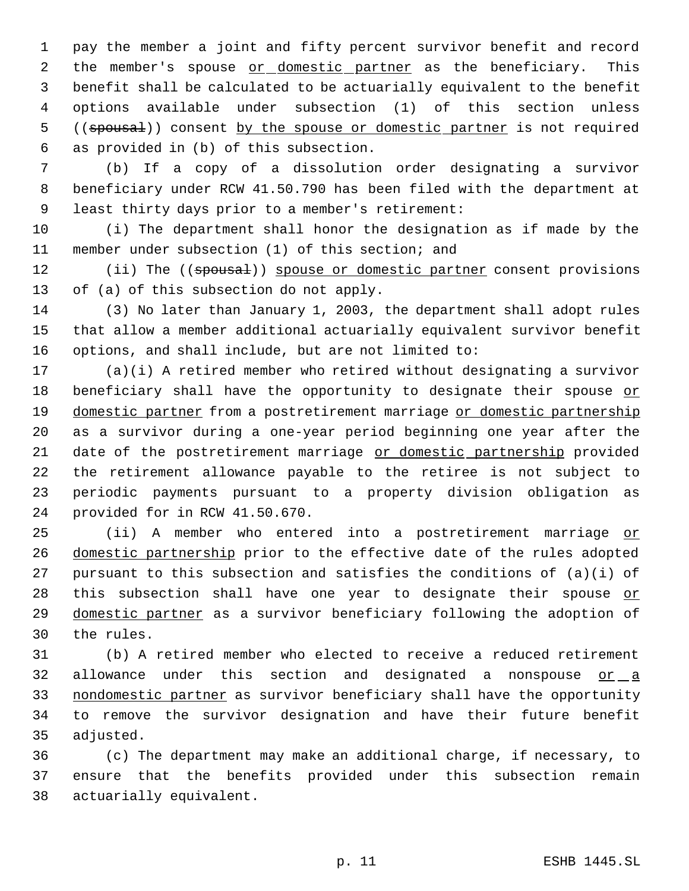pay the member a joint and fifty percent survivor benefit and record the member's spouse <u>or domestic partner</u> as the beneficiary. This benefit shall be calculated to be actuarially equivalent to the benefit options available under subsection (1) of this section unless ((~~spousal~~)) consent <u>by the spouse or domestic partner</u> is not required as provided in (b) of this subsection.

(b) If a copy of a dissolution order designating a survivor beneficiary under RCW 41.50.790 has been filed with the department at least thirty days prior to a member's retirement:

(i) The department shall honor the designation as if made by the member under subsection (1) of this section; and

(ii) The ((~~spousal~~)) <u>spouse or domestic partner</u> consent provisions of (a) of this subsection do not apply.

(3) No later than January 1, 2003, the department shall adopt rules that allow a member additional actuarially equivalent survivor benefit options, and shall include, but are not limited to:

(a)(i) A retired member who retired without designating a survivor beneficiary shall have the opportunity to designate their spouse <u>or domestic partner</u> from a postretirement marriage <u>or domestic partnership</u> as a survivor during a one-year period beginning one year after the date of the postretirement marriage <u>or domestic partnership</u> provided the retirement allowance payable to the retiree is not subject to periodic payments pursuant to a property division obligation as provided for in RCW 41.50.670.

(ii) A member who entered into a postretirement marriage <u>or domestic partnership</u> prior to the effective date of the rules adopted pursuant to this subsection and satisfies the conditions of (a)(i) of this subsection shall have one year to designate their spouse <u>or domestic partner</u> as a survivor beneficiary following the adoption of the rules.

(b) A retired member who elected to receive a reduced retirement allowance under this section and designated a nonspouse <u>or a nondomestic partner</u> as survivor beneficiary shall have the opportunity to remove the survivor designation and have their future benefit adjusted.

(c) The department may make an additional charge, if necessary, to ensure that the benefits provided under this subsection remain actuarially equivalent.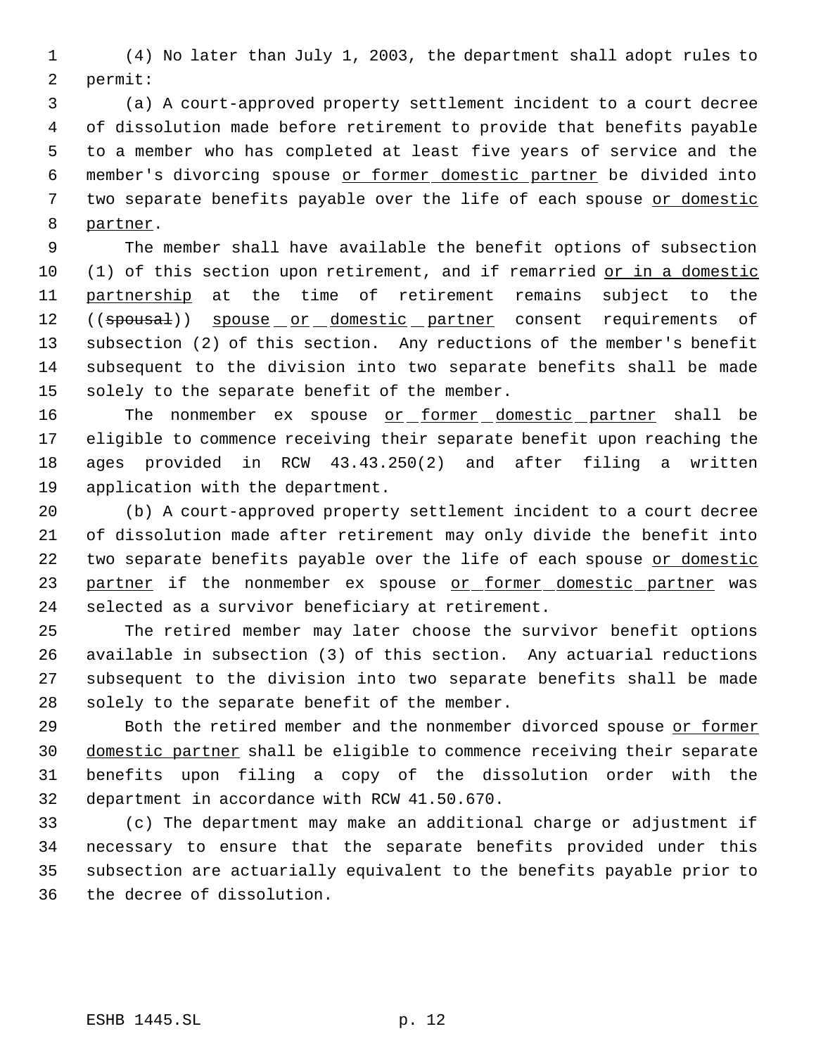(4) No later than July 1, 2003, the department shall adopt rules to permit:

(a) A court-approved property settlement incident to a court decree of dissolution made before retirement to provide that benefits payable to a member who has completed at least five years of service and the member's divorcing spouse or former domestic partner be divided into two separate benefits payable over the life of each spouse or domestic partner.

The member shall have available the benefit options of subsection (1) of this section upon retirement, and if remarried or in a domestic partnership at the time of retirement remains subject to the ((~~spousal~~)) spouse or domestic partner consent requirements of subsection (2) of this section. Any reductions of the member's benefit subsequent to the division into two separate benefits shall be made solely to the separate benefit of the member.

The nonmember ex spouse or former domestic partner shall be eligible to commence receiving their separate benefit upon reaching the ages provided in RCW 43.43.250(2) and after filing a written application with the department.

(b) A court-approved property settlement incident to a court decree of dissolution made after retirement may only divide the benefit into two separate benefits payable over the life of each spouse or domestic partner if the nonmember ex spouse or former domestic partner was selected as a survivor beneficiary at retirement.

The retired member may later choose the survivor benefit options available in subsection (3) of this section. Any actuarial reductions subsequent to the division into two separate benefits shall be made solely to the separate benefit of the member.

Both the retired member and the nonmember divorced spouse or former domestic partner shall be eligible to commence receiving their separate benefits upon filing a copy of the dissolution order with the department in accordance with RCW 41.50.670.

(c) The department may make an additional charge or adjustment if necessary to ensure that the separate benefits provided under this subsection are actuarially equivalent to the benefits payable prior to the decree of dissolution.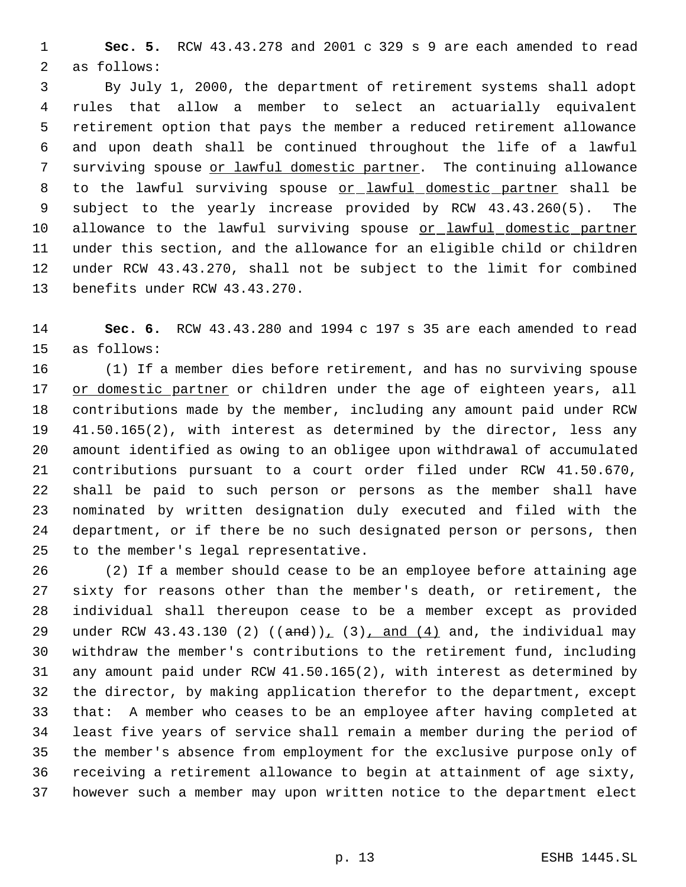**Sec. 5.** RCW 43.43.278 and 2001 c 329 s 9 are each amended to read as follows:

By July 1, 2000, the department of retirement systems shall adopt rules that allow a member to select an actuarially equivalent retirement option that pays the member a reduced retirement allowance and upon death shall be continued throughout the life of a lawful surviving spouse <u>or lawful domestic partner</u>. The continuing allowance to the lawful surviving spouse <u>or lawful domestic partner</u> shall be subject to the yearly increase provided by RCW 43.43.260(5). The allowance to the lawful surviving spouse <u>or lawful domestic partner</u> under this section, and the allowance for an eligible child or children under RCW 43.43.270, shall not be subject to the limit for combined benefits under RCW 43.43.270.

**Sec. 6.** RCW 43.43.280 and 1994 c 197 s 35 are each amended to read as follows:

(1) If a member dies before retirement, and has no surviving spouse <u>or domestic partner</u> or children under the age of eighteen years, all contributions made by the member, including any amount paid under RCW 41.50.165(2), with interest as determined by the director, less any amount identified as owing to an obligee upon withdrawal of accumulated contributions pursuant to a court order filed under RCW 41.50.670, shall be paid to such person or persons as the member shall have nominated by written designation duly executed and filed with the department, or if there be no such designated person or persons, then to the member's legal representative.

(2) If a member should cease to be an employee before attaining age sixty for reasons other than the member's death, or retirement, the individual shall thereupon cease to be a member except as provided under RCW 43.43.130 (2) ((~~and~~))<u>,</u> (3)<u>, and (4)</u> and, the individual may withdraw the member's contributions to the retirement fund, including any amount paid under RCW 41.50.165(2), with interest as determined by the director, by making application therefor to the department, except that: A member who ceases to be an employee after having completed at least five years of service shall remain a member during the period of the member's absence from employment for the exclusive purpose only of receiving a retirement allowance to begin at attainment of age sixty, however such a member may upon written notice to the department elect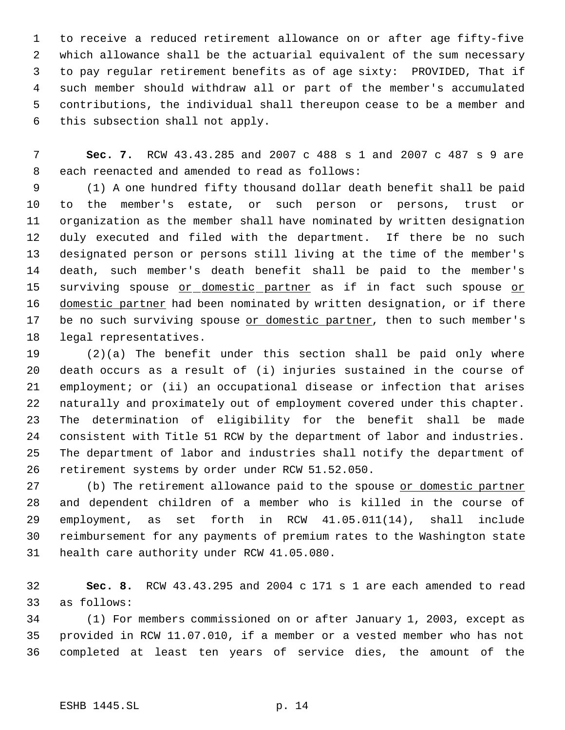to receive a reduced retirement allowance on or after age fifty-five which allowance shall be the actuarial equivalent of the sum necessary to pay regular retirement benefits as of age sixty: PROVIDED, That if such member should withdraw all or part of the member's accumulated contributions, the individual shall thereupon cease to be a member and this subsection shall not apply.

**Sec. 7.** RCW 43.43.285 and 2007 c 488 s 1 and 2007 c 487 s 9 are each reenacted and amended to read as follows:

(1) A one hundred fifty thousand dollar death benefit shall be paid to the member's estate, or such person or persons, trust or organization as the member shall have nominated by written designation duly executed and filed with the department. If there be no such designated person or persons still living at the time of the member's death, such member's death benefit shall be paid to the member's surviving spouse <u>or domestic partner</u> as if in fact such spouse <u>or domestic partner</u> had been nominated by written designation, or if there be no such surviving spouse <u>or domestic partner</u>, then to such member's legal representatives.

(2)(a) The benefit under this section shall be paid only where death occurs as a result of (i) injuries sustained in the course of employment; or (ii) an occupational disease or infection that arises naturally and proximately out of employment covered under this chapter. The determination of eligibility for the benefit shall be made consistent with Title 51 RCW by the department of labor and industries. The department of labor and industries shall notify the department of retirement systems by order under RCW 51.52.050.

(b) The retirement allowance paid to the spouse <u>or domestic partner</u> and dependent children of a member who is killed in the course of employment, as set forth in RCW 41.05.011(14), shall include reimbursement for any payments of premium rates to the Washington state health care authority under RCW 41.05.080.

**Sec. 8.** RCW 43.43.295 and 2004 c 171 s 1 are each amended to read as follows:

(1) For members commissioned on or after January 1, 2003, except as provided in RCW 11.07.010, if a member or a vested member who has not completed at least ten years of service dies, the amount of the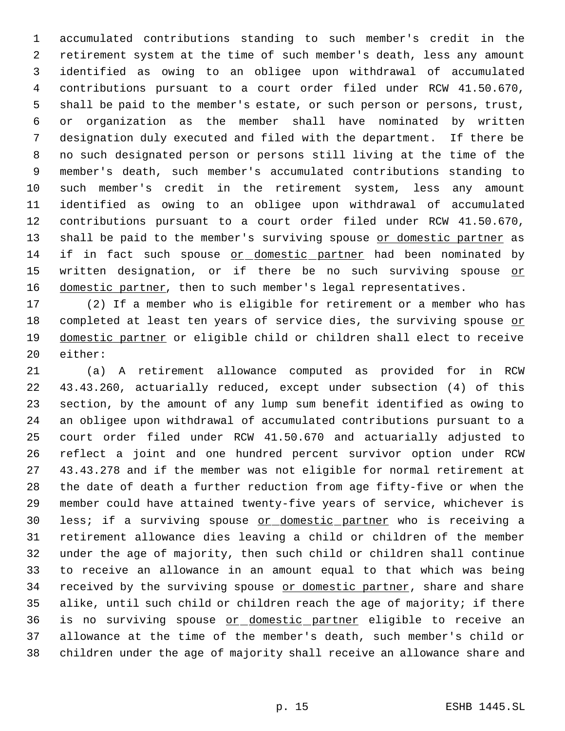accumulated contributions standing to such member's credit in the retirement system at the time of such member's death, less any amount identified as owing to an obligee upon withdrawal of accumulated contributions pursuant to a court order filed under RCW 41.50.670, shall be paid to the member's estate, or such person or persons, trust, or organization as the member shall have nominated by written designation duly executed and filed with the department. If there be no such designated person or persons still living at the time of the member's death, such member's accumulated contributions standing to such member's credit in the retirement system, less any amount identified as owing to an obligee upon withdrawal of accumulated contributions pursuant to a court order filed under RCW 41.50.670, shall be paid to the member's surviving spouse <u>or domestic partner</u> as if in fact such spouse <u>or domestic partner</u> had been nominated by written designation, or if there be no such surviving spouse <u>or domestic partner</u>, then to such member's legal representatives.

(2) If a member who is eligible for retirement or a member who has completed at least ten years of service dies, the surviving spouse <u>or domestic partner</u> or eligible child or children shall elect to receive either:

(a) A retirement allowance computed as provided for in RCW 43.43.260, actuarially reduced, except under subsection (4) of this section, by the amount of any lump sum benefit identified as owing to an obligee upon withdrawal of accumulated contributions pursuant to a court order filed under RCW 41.50.670 and actuarially adjusted to reflect a joint and one hundred percent survivor option under RCW 43.43.278 and if the member was not eligible for normal retirement at the date of death a further reduction from age fifty-five or when the member could have attained twenty-five years of service, whichever is less; if a surviving spouse <u>or domestic partner</u> who is receiving a retirement allowance dies leaving a child or children of the member under the age of majority, then such child or children shall continue to receive an allowance in an amount equal to that which was being received by the surviving spouse <u>or domestic partner</u>, share and share alike, until such child or children reach the age of majority; if there is no surviving spouse <u>or domestic partner</u> eligible to receive an allowance at the time of the member's death, such member's child or children under the age of majority shall receive an allowance share and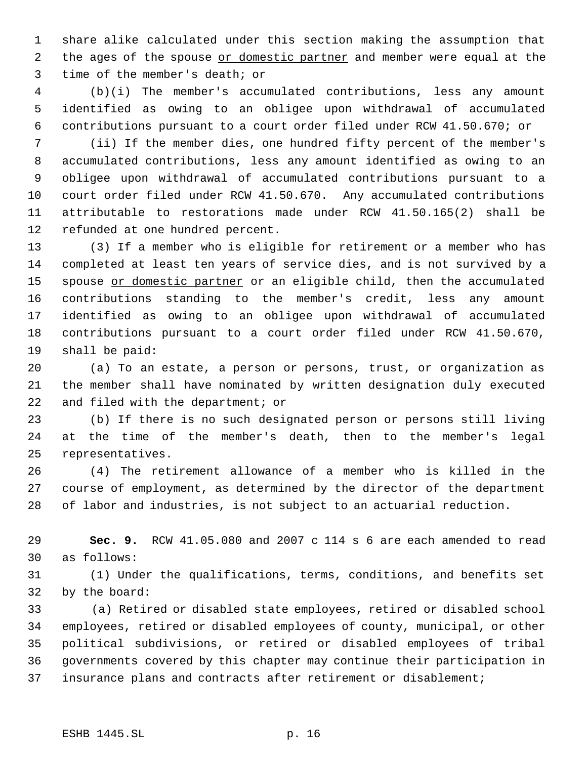share alike calculated under this section making the assumption that the ages of the spouse <u>or domestic partner</u> and member were equal at the time of the member's death; or

(b)(i) The member's accumulated contributions, less any amount identified as owing to an obligee upon withdrawal of accumulated contributions pursuant to a court order filed under RCW 41.50.670; or

(ii) If the member dies, one hundred fifty percent of the member's accumulated contributions, less any amount identified as owing to an obligee upon withdrawal of accumulated contributions pursuant to a court order filed under RCW 41.50.670. Any accumulated contributions attributable to restorations made under RCW 41.50.165(2) shall be refunded at one hundred percent.

(3) If a member who is eligible for retirement or a member who has completed at least ten years of service dies, and is not survived by a spouse <u>or domestic partner</u> or an eligible child, then the accumulated contributions standing to the member's credit, less any amount identified as owing to an obligee upon withdrawal of accumulated contributions pursuant to a court order filed under RCW 41.50.670, shall be paid:

(a) To an estate, a person or persons, trust, or organization as the member shall have nominated by written designation duly executed and filed with the department; or

(b) If there is no such designated person or persons still living at the time of the member's death, then to the member's legal representatives.

(4) The retirement allowance of a member who is killed in the course of employment, as determined by the director of the department of labor and industries, is not subject to an actuarial reduction.

**Sec. 9.** RCW 41.05.080 and 2007 c 114 s 6 are each amended to read as follows:

(1) Under the qualifications, terms, conditions, and benefits set by the board:

(a) Retired or disabled state employees, retired or disabled school employees, retired or disabled employees of county, municipal, or other political subdivisions, or retired or disabled employees of tribal governments covered by this chapter may continue their participation in insurance plans and contracts after retirement or disablement;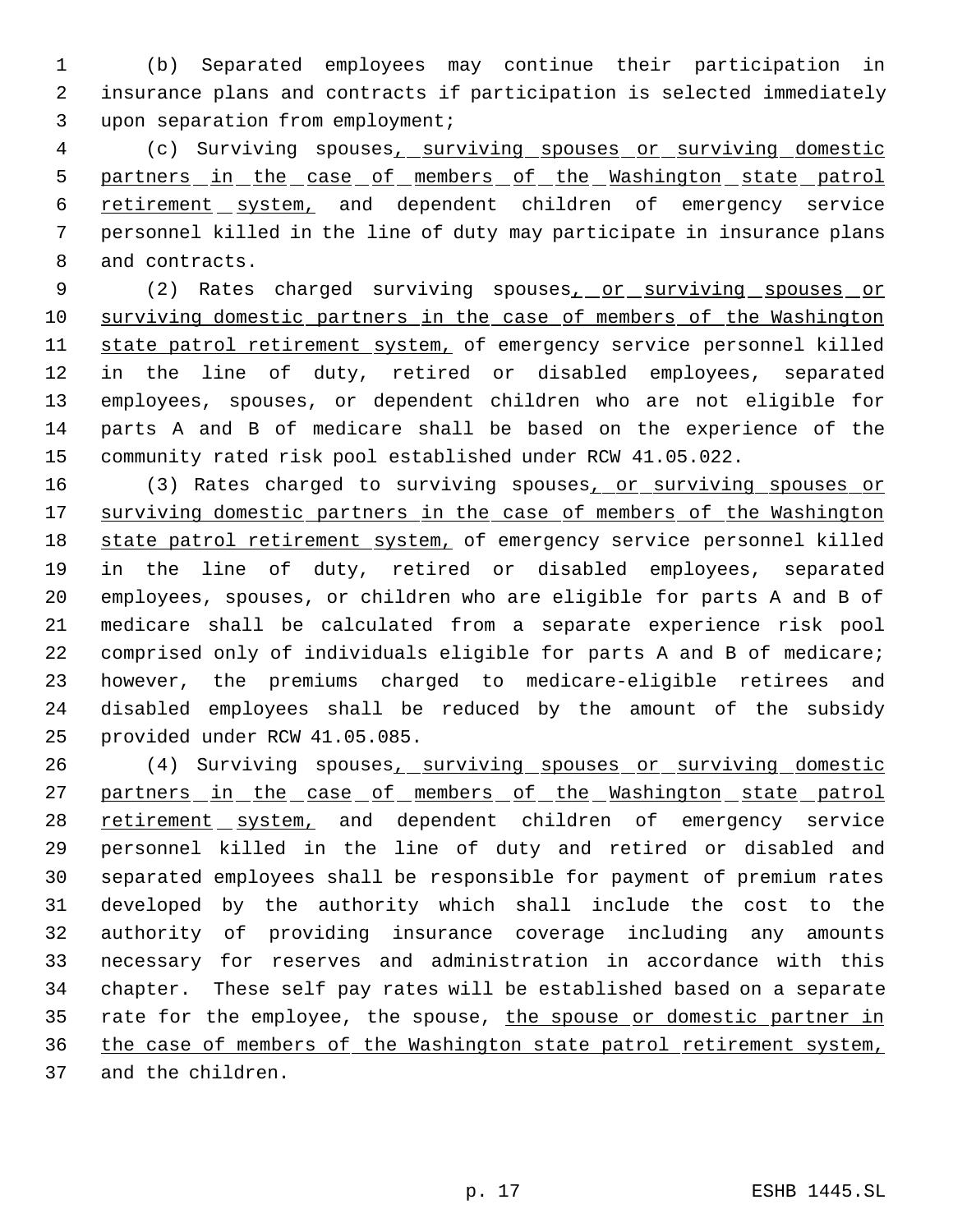(b) Separated employees may continue their participation in insurance plans and contracts if participation is selected immediately upon separation from employment;

(c) Surviving spouses, surviving spouses or surviving domestic partners in the case of members of the Washington state patrol retirement system, and dependent children of emergency service personnel killed in the line of duty may participate in insurance plans and contracts.

(2) Rates charged surviving spouses, or surviving spouses or surviving domestic partners in the case of members of the Washington state patrol retirement system, of emergency service personnel killed in the line of duty, retired or disabled employees, separated employees, spouses, or dependent children who are not eligible for parts A and B of medicare shall be based on the experience of the community rated risk pool established under RCW 41.05.022.

(3) Rates charged to surviving spouses, or surviving spouses or surviving domestic partners in the case of members of the Washington state patrol retirement system, of emergency service personnel killed in the line of duty, retired or disabled employees, separated employees, spouses, or children who are eligible for parts A and B of medicare shall be calculated from a separate experience risk pool comprised only of individuals eligible for parts A and B of medicare; however, the premiums charged to medicare-eligible retirees and disabled employees shall be reduced by the amount of the subsidy provided under RCW 41.05.085.

(4) Surviving spouses, surviving spouses or surviving domestic partners in the case of members of the Washington state patrol retirement system, and dependent children of emergency service personnel killed in the line of duty and retired or disabled and separated employees shall be responsible for payment of premium rates developed by the authority which shall include the cost to the authority of providing insurance coverage including any amounts necessary for reserves and administration in accordance with this chapter. These self pay rates will be established based on a separate rate for the employee, the spouse, the spouse or domestic partner in the case of members of the Washington state patrol retirement system, and the children.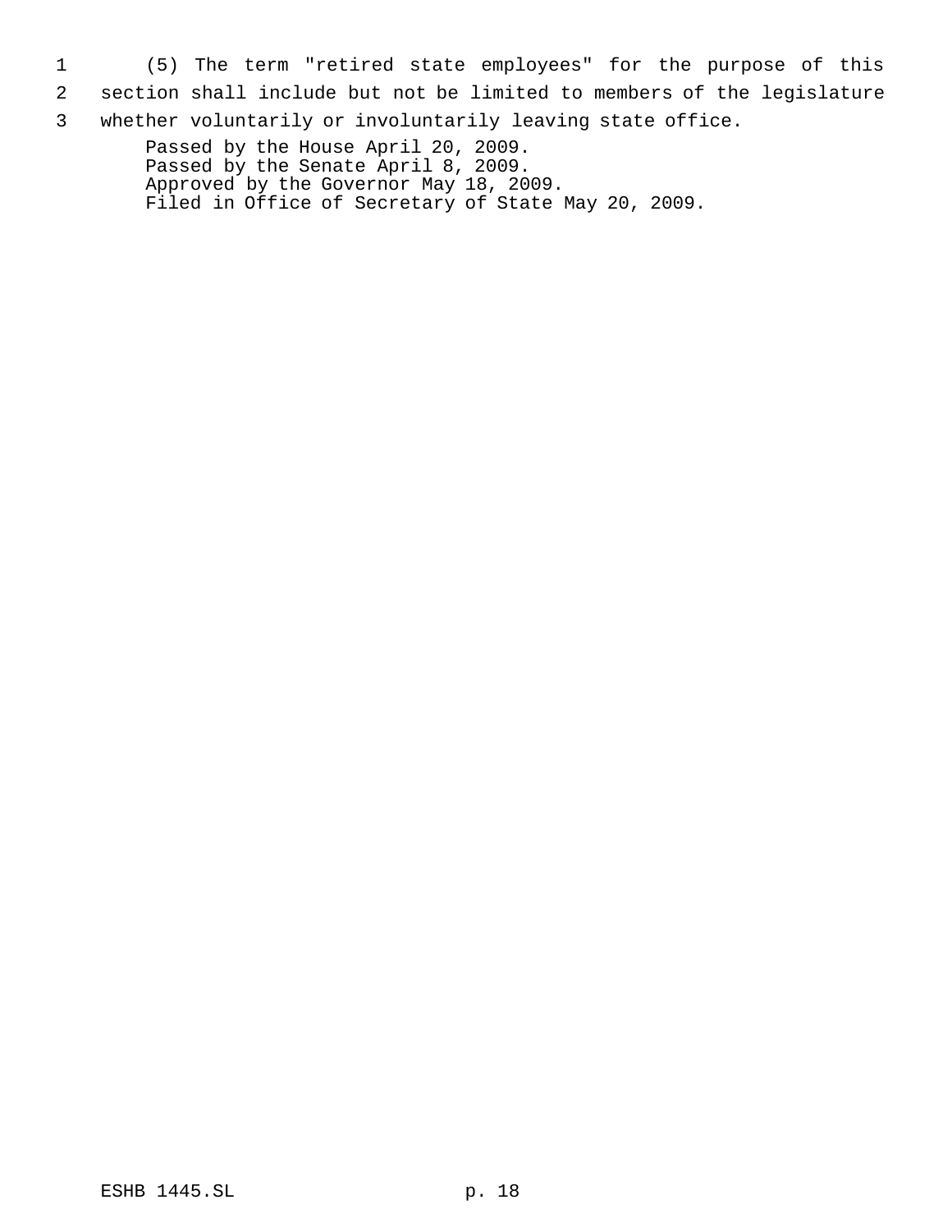(5) The term "retired state employees" for the purpose of this section shall include but not be limited to members of the legislature whether voluntarily or involuntarily leaving state office.

Passed by the House April 20, 2009.
Passed by the Senate April 8, 2009.
Approved by the Governor May 18, 2009.
Filed in Office of Secretary of State May 20, 2009.